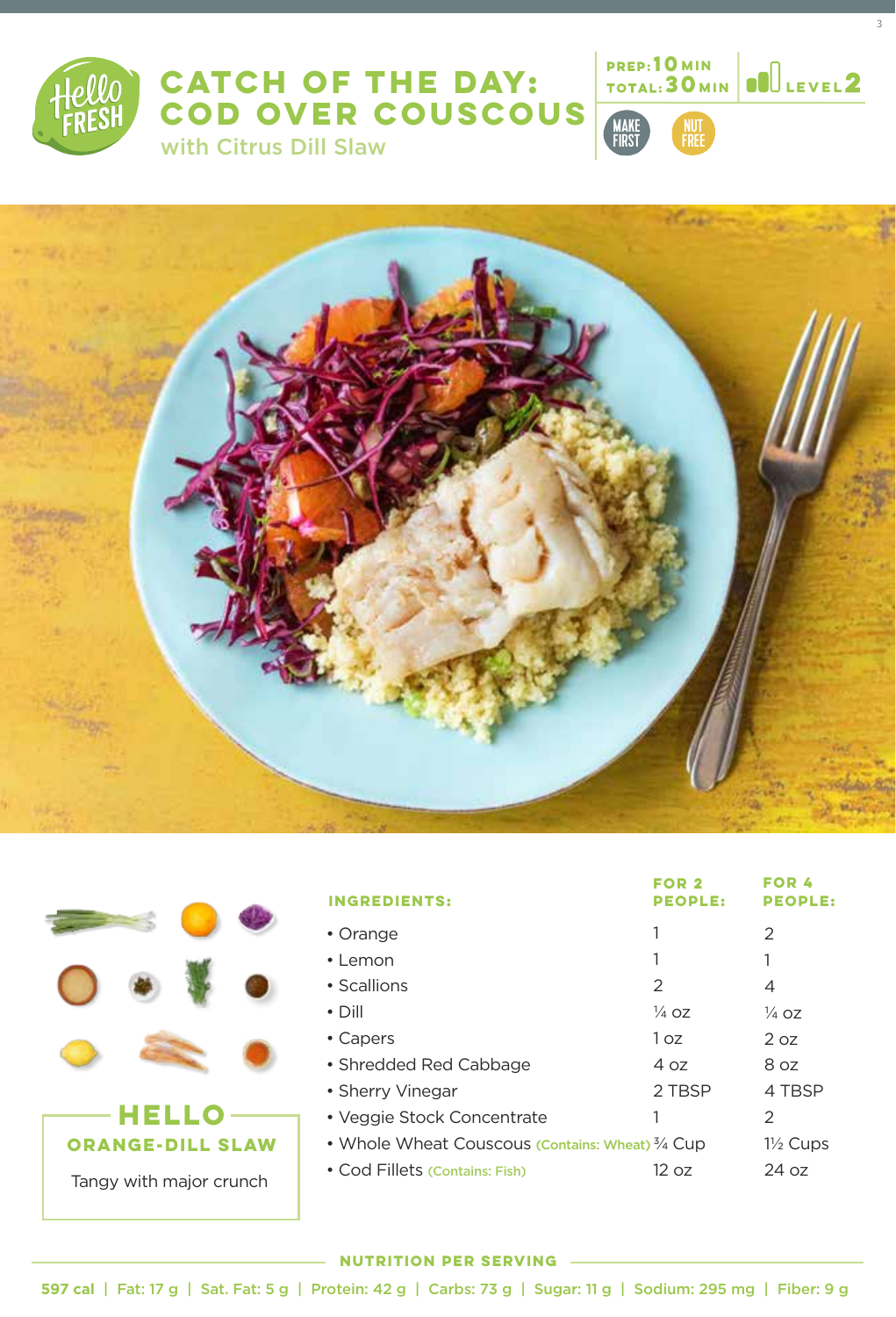# CATCH OF THE DAY: COD OVER COUSCOUS

## with Citrus Dill Slaw

PREP: 10 MIN
TOTAL: 30 MIN
LEVEL 2

MAKE FIRST | NUT FREE

**HELLO**
**ORANGE-DILL SLAW**

Tangy with major crunch

| INGREDIENTS: | FOR 2 PEOPLE: | FOR 4 PEOPLE: |
| --- | --- | --- |
| • Orange | 1 | 2 |
| • Lemon | 1 | 1 |
| • Scallions | 2 | 4 |
| • Dill | ¼ oz | ¼ oz |
| • Capers | 1 oz | 2 oz |
| • Shredded Red Cabbage | 4 oz | 8 oz |
| • Sherry Vinegar | 2 TBSP | 4 TBSP |
| • Veggie Stock Concentrate | 1 | 2 |
| • Whole Wheat Couscous (Contains: Wheat) | ¾ Cup | 1½ Cups |
| • Cod Fillets (Contains: Fish) | 12 oz | 24 oz |

**NUTRITION PER SERVING**

597 cal | Fat: 17 g | Sat. Fat: 5 g | Protein: 42 g | Carbs: 73 g | Sugar: 11 g | Sodium: 295 mg | Fiber: 9 g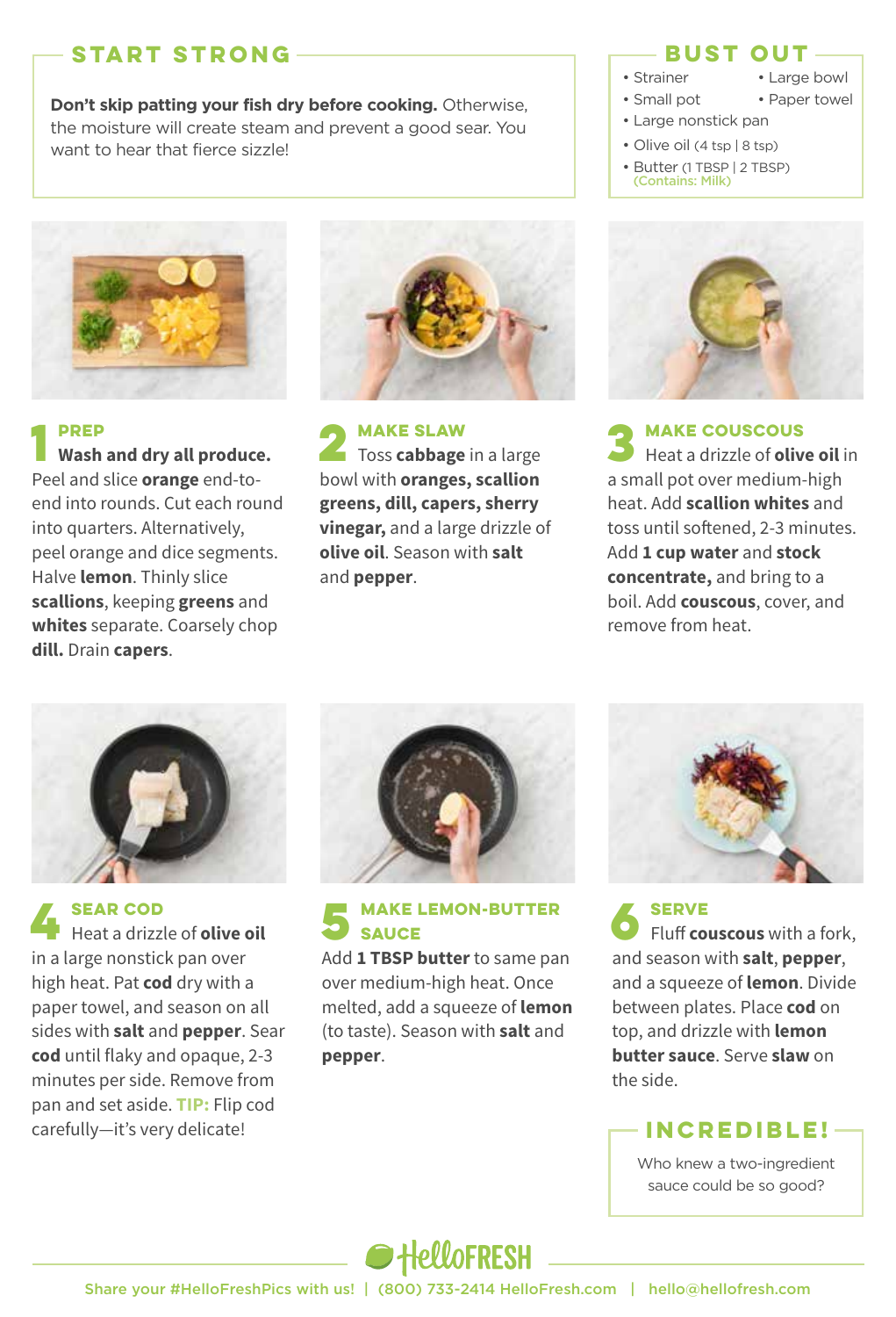## START STRONG

**Don't skip patting your fish dry before cooking.** Otherwise, the moisture will create steam and prevent a good sear. You want to hear that fierce sizzle!

## BUST OUT

- Strainer
- Large bowl
- Small pot
- Paper towel
- Large nonstick pan
- Olive oil (4 tsp | 8 tsp)
- Butter (1 TBSP | 2 TBSP) (Contains: Milk)

### 1 PREP

**Wash and dry all produce.** Peel and slice **orange** end-to-end into rounds. Cut each round into quarters. Alternatively, peel orange and dice segments. Halve **lemon**. Thinly slice **scallions**, keeping **greens** and **whites** separate. Coarsely chop **dill.** Drain **capers**.

### 2 MAKE SLAW

Toss **cabbage** in a large bowl with **oranges, scallion greens, dill, capers, sherry vinegar,** and a large drizzle of **olive oil**. Season with **salt** and **pepper**.

### 3 MAKE COUSCOUS

Heat a drizzle of **olive oil** in a small pot over medium-high heat. Add **scallion whites** and toss until softened, 2-3 minutes. Add **1 cup water** and **stock concentrate,** and bring to a boil. Add **couscous**, cover, and remove from heat.

### 4 SEAR COD

Heat a drizzle of **olive oil** in a large nonstick pan over high heat. Pat **cod** dry with a paper towel, and season on all sides with **salt** and **pepper**. Sear **cod** until flaky and opaque, 2-3 minutes per side. Remove from pan and set aside. **TIP:** Flip cod carefully—it's very delicate!

### 5 MAKE LEMON-BUTTER SAUCE

Add **1 TBSP butter** to same pan over medium-high heat. Once melted, add a squeeze of **lemon** (to taste). Season with **salt** and **pepper**.

### 6 SERVE

Fluff **couscous** with a fork, and season with **salt**, **pepper**, and a squeeze of **lemon**. Divide between plates. Place **cod** on top, and drizzle with **lemon butter sauce**. Serve **slaw** on the side.

## INCREDIBLE!

Who knew a two-ingredient sauce could be so good?

HelloFRESH

Share your #HelloFreshPics with us! | (800) 733-2414 HelloFresh.com | hello@hellofresh.com